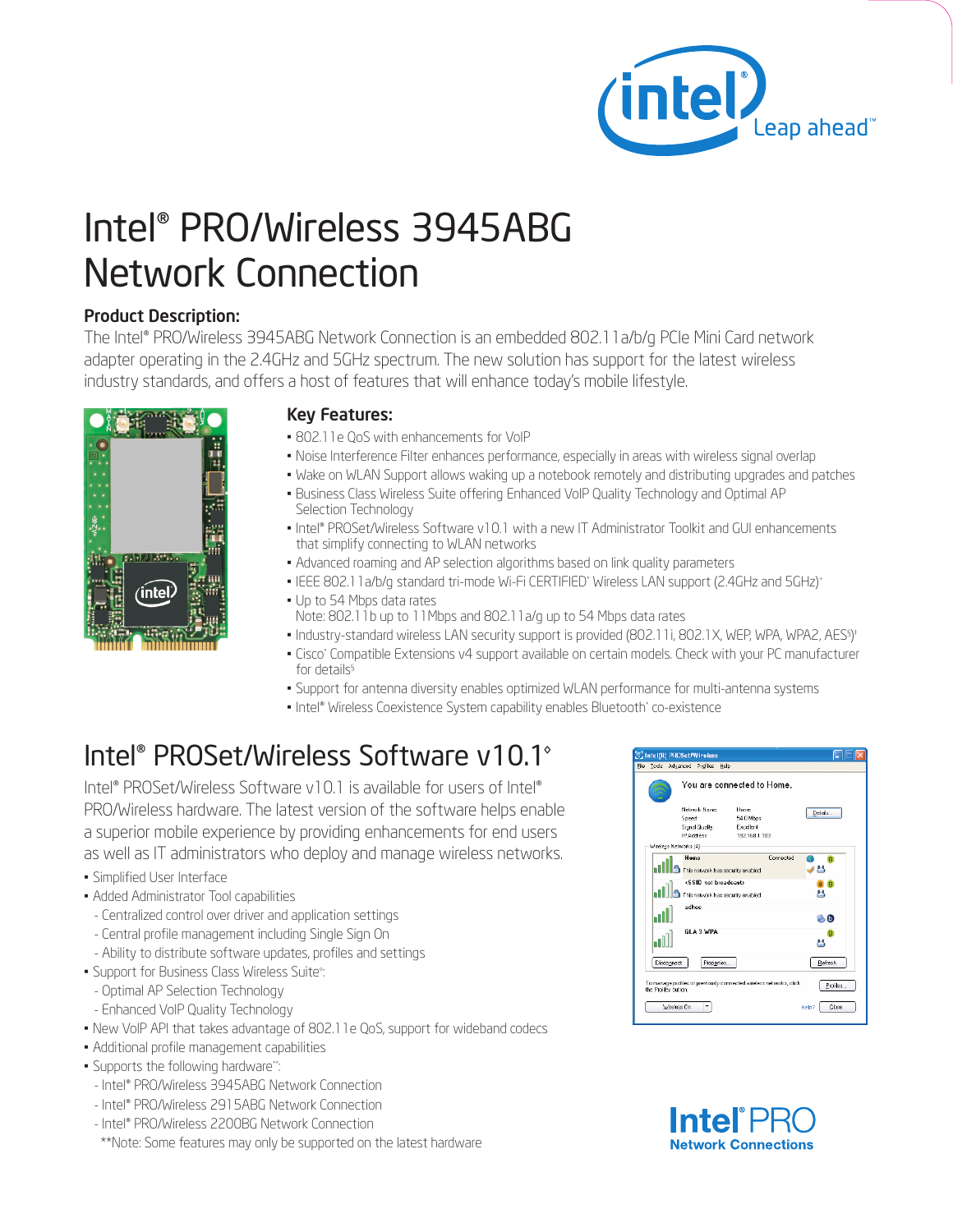# Intel® PRO/Wireless 3945ABG Network Connection

**Product Description:**

The Intel® PRO/Wireless 3945ABG Network Connection is an embedded 802.11a/b/g PCIe Mini Card network adapter operating in the 2.4GHz and 5GHz spectrum. The new solution has support for the latest wireless industry standards, and offers a host of features that will enhance today's mobile lifestyle.

## Key Features:

- 802.11e QoS with enhancements for VoIP
- Noise Interference Filter enhances performance, especially in areas with wireless signal overlap
- Wake on WLAN Support allows waking up a notebook remotely and distributing upgrades and patches
- Business Class Wireless Suite offering Enhanced VoIP Quality Technology and Optimal AP Selection Technology
- Intel® PROSet/Wireless Software v10.1 with a new IT Administrator Toolkit and GUI enhancements that simplify connecting to WLAN networks
- Advanced roaming and AP selection algorithms based on link quality parameters
- IEEE 802.11a/b/g standard tri-mode Wi-Fi CERTIFIED* Wireless LAN support (2.4GHz and 5GHz)+
- Up to 54 Mbps data rates
  Note: 802.11b up to 11Mbps and 802.11a/g up to 54 Mbps data rates
- Industry-standard wireless LAN security support is provided (802.11i, 802.1X, WEP, WPA, WPA2, AES§)†
- Cisco* Compatible Extensions v4 support available on certain models. Check with your PC manufacturer for details§
- Support for antenna diversity enables optimized WLAN performance for multi-antenna systems
- Intel® Wireless Coexistence System capability enables Bluetooth* co-existence

## Intel® PROSet/Wireless Software v10.1◊

Intel® PROSet/Wireless Software v10.1 is available for users of Intel® PRO/Wireless hardware. The latest version of the software helps enable a superior mobile experience by providing enhancements for end users as well as IT administrators who deploy and manage wireless networks.

- Simplified User Interface
- Added Administrator Tool capabilities
  - Centralized control over driver and application settings
  - Central profile management including Single Sign On
  - Ability to distribute software updates, profiles and settings
- Support for Business Class Wireless Suite◊:
  - Optimal AP Selection Technology
  - Enhanced VoIP Quality Technology
- New VoIP API that takes advantage of 802.11e QoS, support for wideband codecs
- Additional profile management capabilities
- Supports the following hardware**:
  - Intel® PRO/Wireless 3945ABG Network Connection
  - Intel® PRO/Wireless 2915ABG Network Connection
  - Intel® PRO/Wireless 2200BG Network Connection

  **Note: Some features may only be supported on the latest hardware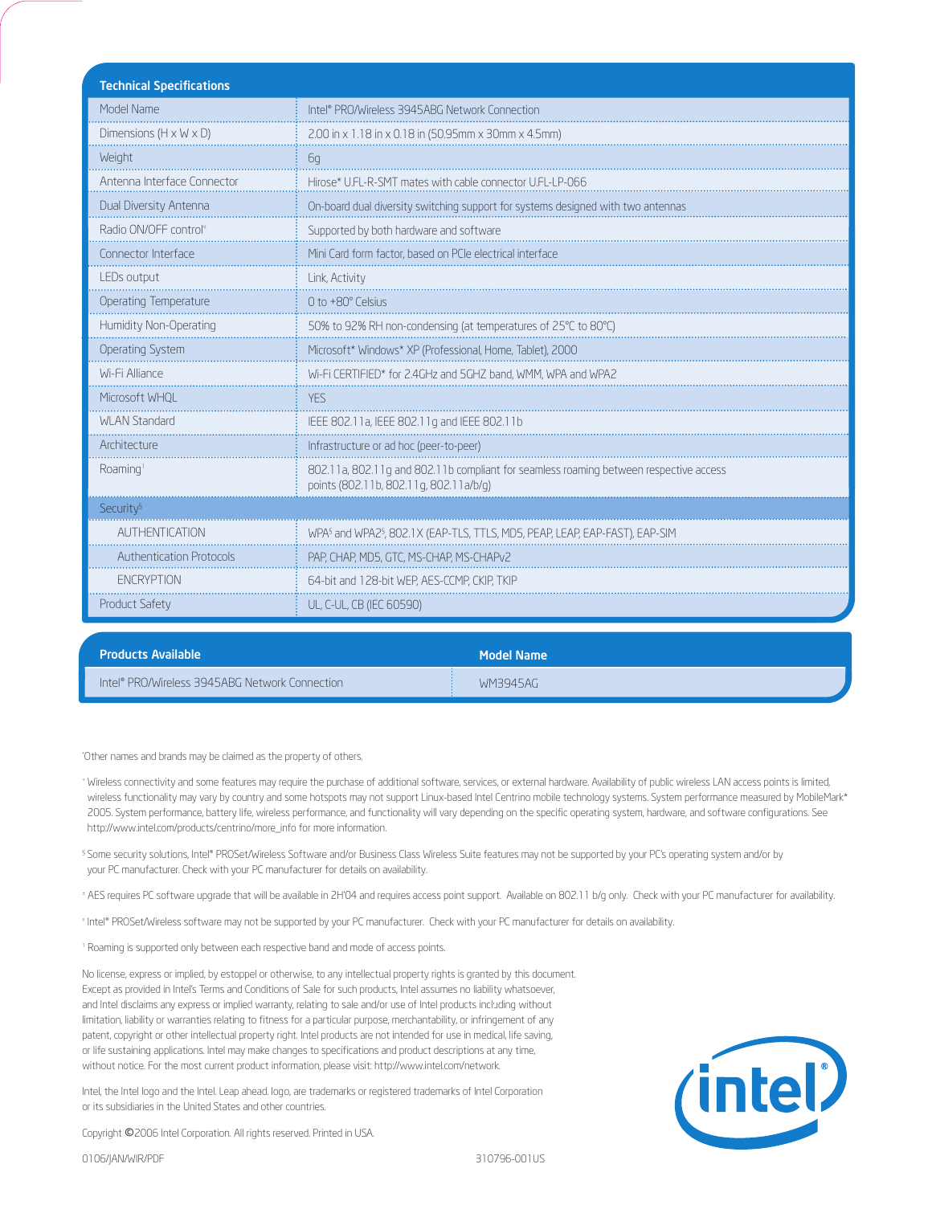## Technical Specifications

| | |
|---|---|
| Model Name | Intel® PRO/Wireless 3945ABG Network Connection |
| Dimensions (H x W x D) | 2.00 in x 1.18 in x 0.18 in (50.95mm x 30mm x 4.5mm) |
| Weight | 6g |
| Antenna Interface Connector | Hirose* U.FL-R-SMT mates with cable connector U.FL-LP-066 |
| Dual Diversity Antenna | On-board dual diversity switching support for systems designed with two antennas |
| Radio ON/OFF control° | Supported by both hardware and software |
| Connector Interface | Mini Card form factor, based on PCIe electrical interface |
| LEDs output | Link, Activity |
| Operating Temperature | 0 to +80° Celsius |
| Humidity Non-Operating | 50% to 92% RH non-condensing (at temperatures of 25°C to 80°C) |
| Operating System | Microsoft* Windows* XP (Professional, Home, Tablet), 2000 |
| Wi-Fi Alliance | Wi-Fi CERTIFIED* for 2.4GHz and 5GHZ band, WMM, WPA and WPA2 |
| Microsoft WHQL | YES |
| WLAN Standard | IEEE 802.11a, IEEE 802.11g and IEEE 802.11b |
| Architecture | Infrastructure or ad hoc (peer-to-peer) |
| Roaming[1] | 802.11a, 802.11g and 802.11b compliant for seamless roaming between respective access points (802.11b, 802.11g, 802.11a/b/g) |
| Security§ | |
| AUTHENTICATION | WPA§ and WPA2§, 802.1X (EAP-TLS, TTLS, MD5, PEAP, LEAP, EAP-FAST), EAP-SIM |
| Authentication Protocols | PAP, CHAP, MD5, GTC, MS-CHAP, MS-CHAPv2 |
| ENCRYPTION | 64-bit and 128-bit WEP, AES-CCMP, CKIP, TKIP |
| Product Safety | UL, C-UL, CB (IEC 60590) |

| Products Available | Model Name |
|---|---|
| Intel® PRO/Wireless 3945ABG Network Connection | WM3945AG |

*Other names and brands may be claimed as the property of others.

* Wireless connectivity and some features may require the purchase of additional software, services, or external hardware. Availability of public wireless LAN access points is limited, wireless functionality may vary by country and some hotspots may not support Linux-based Intel Centrino mobile technology systems. System performance measured by MobileMark* 2005. System performance, battery life, wireless performance, and functionality will vary depending on the specific operating system, hardware, and software configurations. See http://www.intel.com/products/centrino/more_info for more information.

§ Some security solutions, Intel® PROSet/Wireless Software and/or Business Class Wireless Suite features may not be supported by your PC's operating system and/or by your PC manufacturer. Check with your PC manufacturer for details on availability.

‡ AES requires PC software upgrade that will be available in 2H'04 and requires access point support. Available on 802.11 b/g only. Check with your PC manufacturer for availability.

° Intel® PROSet/Wireless software may not be supported by your PC manufacturer. Check with your PC manufacturer for details on availability.

[1] Roaming is supported only between each respective band and mode of access points.

No license, express or implied, by estoppel or otherwise, to any intellectual property rights is granted by this document. Except as provided in Intel's Terms and Conditions of Sale for such products, Intel assumes no liability whatsoever, and Intel disclaims any express or implied warranty, relating to sale and/or use of Intel products including without limitation, liability or warranties relating to fitness for a particular purpose, merchantability, or infringement of any patent, copyright or other intellectual property right. Intel products are not intended for use in medical, life saving, or life sustaining applications. Intel may make changes to specifications and product descriptions at any time, without notice. For the most current product information, please visit: http://www.intel.com/network.

Intel, the Intel logo and the Intel. Leap ahead. logo, are trademarks or registered trademarks of Intel Corporation or its subsidiaries in the United States and other countries.

Copyright © 2006 Intel Corporation. All rights reserved. Printed in USA.

0106/JAN/WIR/PDF

310796-001US